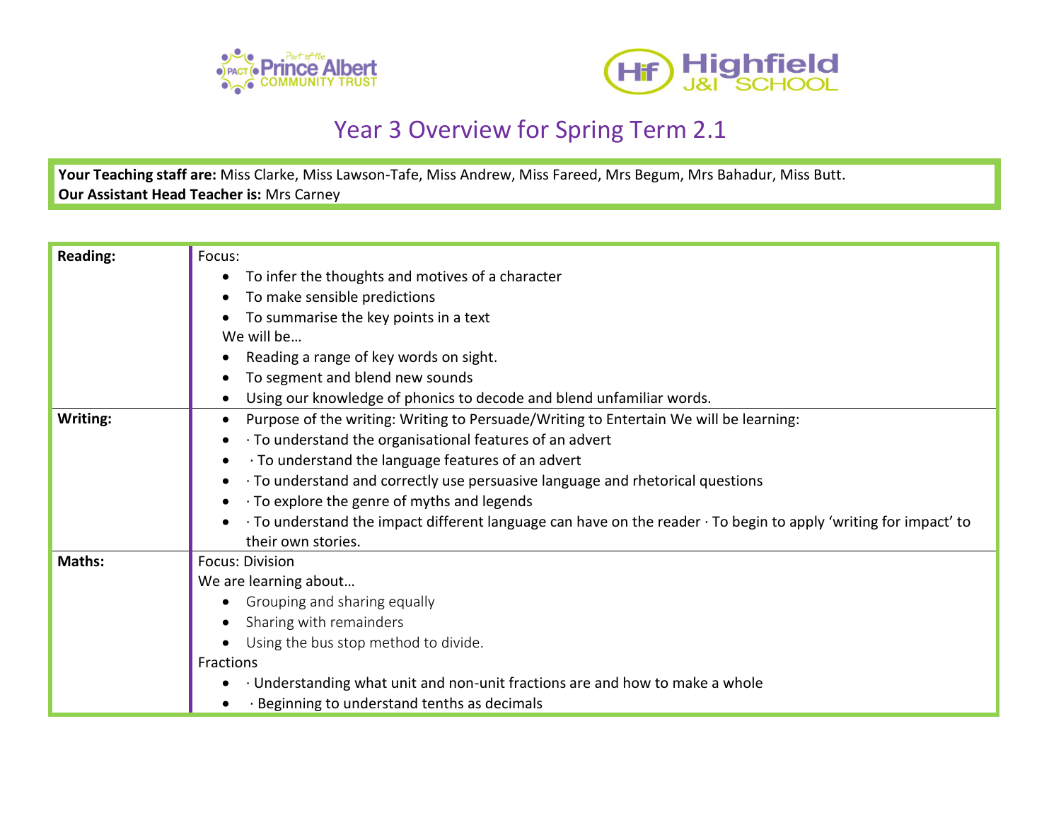# Year 3 Overview for Spring Term 2.1

**Your Teaching staff are:** Miss Clarke, Miss Lawson-Tafe, Miss Andrew, Miss Fareed, Mrs Begum, Mrs Bahadur, Miss Butt.
**Our Assistant Head Teacher is:** Mrs Carney

| | |
|---|---|
| **Reading:** | Focus:<br>• To infer the thoughts and motives of a character<br>• To make sensible predictions<br>• To summarise the key points in a text<br>We will be…<br>• Reading a range of key words on sight.<br>• To segment and blend new sounds<br>• Using our knowledge of phonics to decode and blend unfamiliar words. |
| **Writing:** | • Purpose of the writing: Writing to Persuade/Writing to Entertain We will be learning:<br>• · To understand the organisational features of an advert<br>• · To understand the language features of an advert<br>• · To understand and correctly use persuasive language and rhetorical questions<br>• · To explore the genre of myths and legends<br>• · To understand the impact different language can have on the reader · To begin to apply 'writing for impact' to their own stories. |
| **Maths:** | Focus: Division<br>We are learning about…<br>• Grouping and sharing equally<br>• Sharing with remainders<br>• Using the bus stop method to divide.<br>Fractions<br>• · Understanding what unit and non-unit fractions are and how to make a whole<br>• · Beginning to understand tenths as decimals |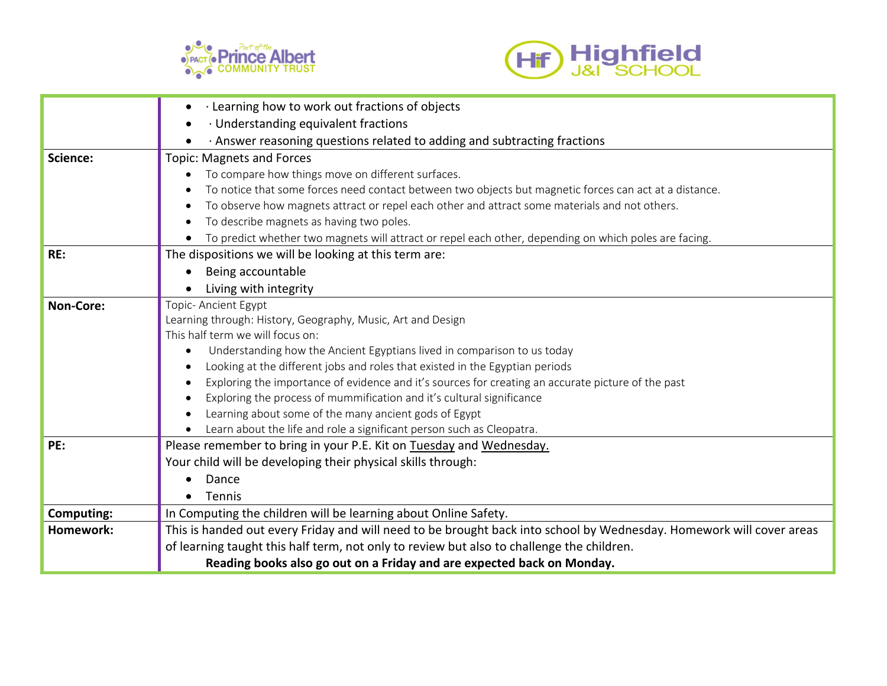| | |
|---|---|
| | • · Learning how to work out fractions of objects<br>• · Understanding equivalent fractions<br>• · Answer reasoning questions related to adding and subtracting fractions |
| **Science:** | Topic: Magnets and Forces<br>• To compare how things move on different surfaces.<br>• To notice that some forces need contact between two objects but magnetic forces can act at a distance.<br>• To observe how magnets attract or repel each other and attract some materials and not others.<br>• To describe magnets as having two poles.<br>• To predict whether two magnets will attract or repel each other, depending on which poles are facing. |
| **RE:** | The dispositions we will be looking at this term are:<br>• Being accountable<br>• Living with integrity |
| **Non-Core:** | Topic- Ancient Egypt<br>Learning through: History, Geography, Music, Art and Design<br>This half term we will focus on:<br>• Understanding how the Ancient Egyptians lived in comparison to us today<br>• Looking at the different jobs and roles that existed in the Egyptian periods<br>• Exploring the importance of evidence and it's sources for creating an accurate picture of the past<br>• Exploring the process of mummification and it's cultural significance<br>• Learning about some of the many ancient gods of Egypt<br>• Learn about the life and role a significant person such as Cleopatra. |
| **PE:** | Please remember to bring in your P.E. Kit on Tuesday and Wednesday.<br>Your child will be developing their physical skills through:<br>• Dance<br>• Tennis |
| **Computing:** | In Computing the children will be learning about Online Safety. |
| **Homework:** | This is handed out every Friday and will need to be brought back into school by Wednesday. Homework will cover areas of learning taught this half term, not only to review but also to challenge the children.<br>**Reading books also go out on a Friday and are expected back on Monday.** |